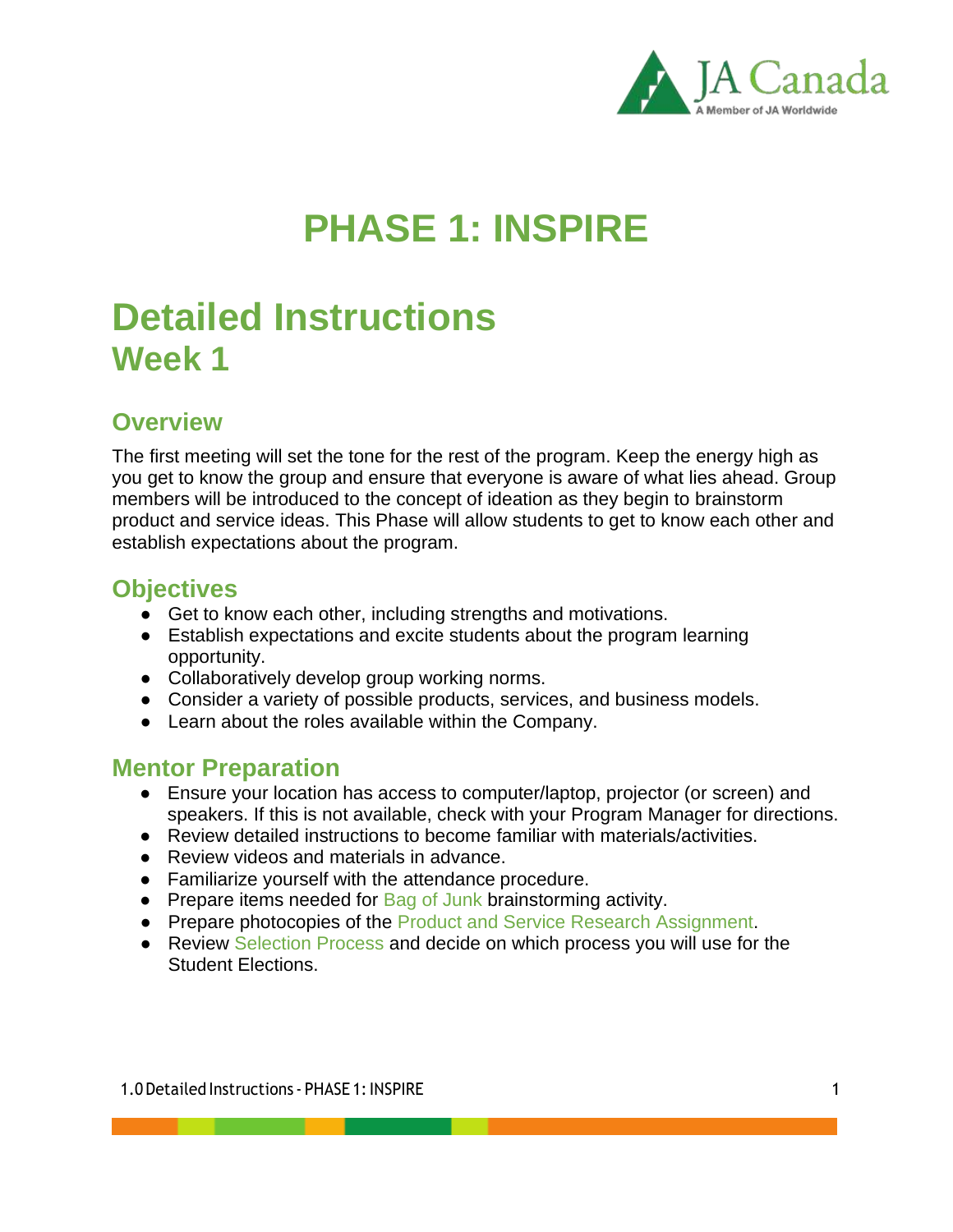# PHASE 1: INSPIRE

## Detailed Instructions
## Week 1

### Overview

The first meeting will set the tone for the rest of the program. Keep the energy high as you get to know the group and ensure that everyone is aware of what lies ahead. Group members will be introduced to the concept of ideation as they begin to brainstorm product and service ideas. This Phase will allow students to get to know each other and establish expectations about the program.

### Objectives

- Get to know each other, including strengths and motivations.
- Establish expectations and excite students about the program learning opportunity.
- Collaboratively develop group working norms.
- Consider a variety of possible products, services, and business models.
- Learn about the roles available within the Company.

### Mentor Preparation

- Ensure your location has access to computer/laptop, projector (or screen) and speakers. If this is not available, check with your Program Manager for directions.
- Review detailed instructions to become familiar with materials/activities.
- Review videos and materials in advance.
- Familiarize yourself with the attendance procedure.
- Prepare items needed for Bag of Junk brainstorming activity.
- Prepare photocopies of the Product and Service Research Assignment.
- Review Selection Process and decide on which process you will use for the Student Elections.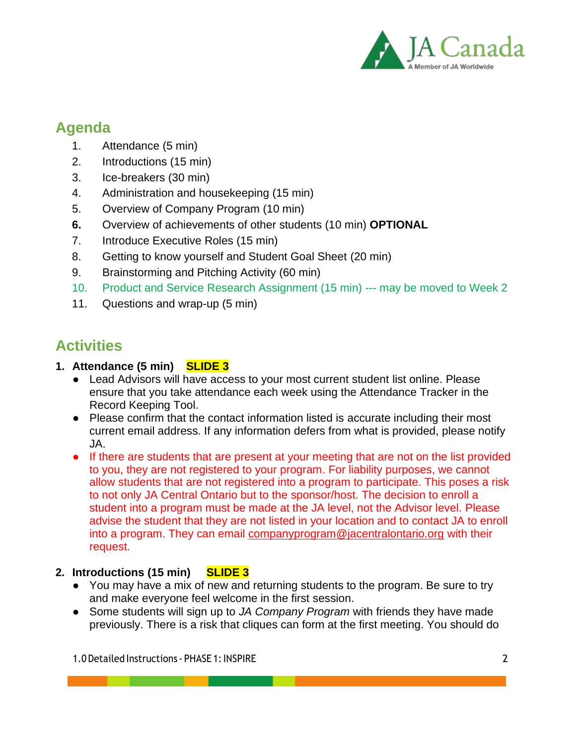## Agenda

1. Attendance (5 min)
2. Introductions (15 min)
3. Ice-breakers (30 min)
4. Administration and housekeeping (15 min)
5. Overview of Company Program (10 min)
6. Overview of achievements of other students (10 min) **OPTIONAL**
7. Introduce Executive Roles (15 min)
8. Getting to know yourself and Student Goal Sheet (20 min)
9. Brainstorming and Pitching Activity (60 min)
10. Product and Service Research Assignment (15 min) --- may be moved to Week 2
11. Questions and wrap-up (5 min)

## Activities

1. **Attendance (5 min) SLIDE 3**
   - Lead Advisors will have access to your most current student list online. Please ensure that you take attendance each week using the Attendance Tracker in the Record Keeping Tool.
   - Please confirm that the contact information listed is accurate including their most current email address. If any information defers from what is provided, please notify JA.
   - If there are students that are present at your meeting that are not on the list provided to you, they are not registered to your program. For liability purposes, we cannot allow students that are not registered into a program to participate. This poses a risk to not only JA Central Ontario but to the sponsor/host. The decision to enroll a student into a program must be made at the JA level, not the Advisor level. Please advise the student that they are not listed in your location and to contact JA to enroll into a program. They can email companyprogram@jacentralontario.org with their request.

2. **Introductions (15 min) SLIDE 3**
   - You may have a mix of new and returning students to the program. Be sure to try and make everyone feel welcome in the first session.
   - Some students will sign up to *JA Company Program* with friends they have made previously. There is a risk that cliques can form at the first meeting. You should do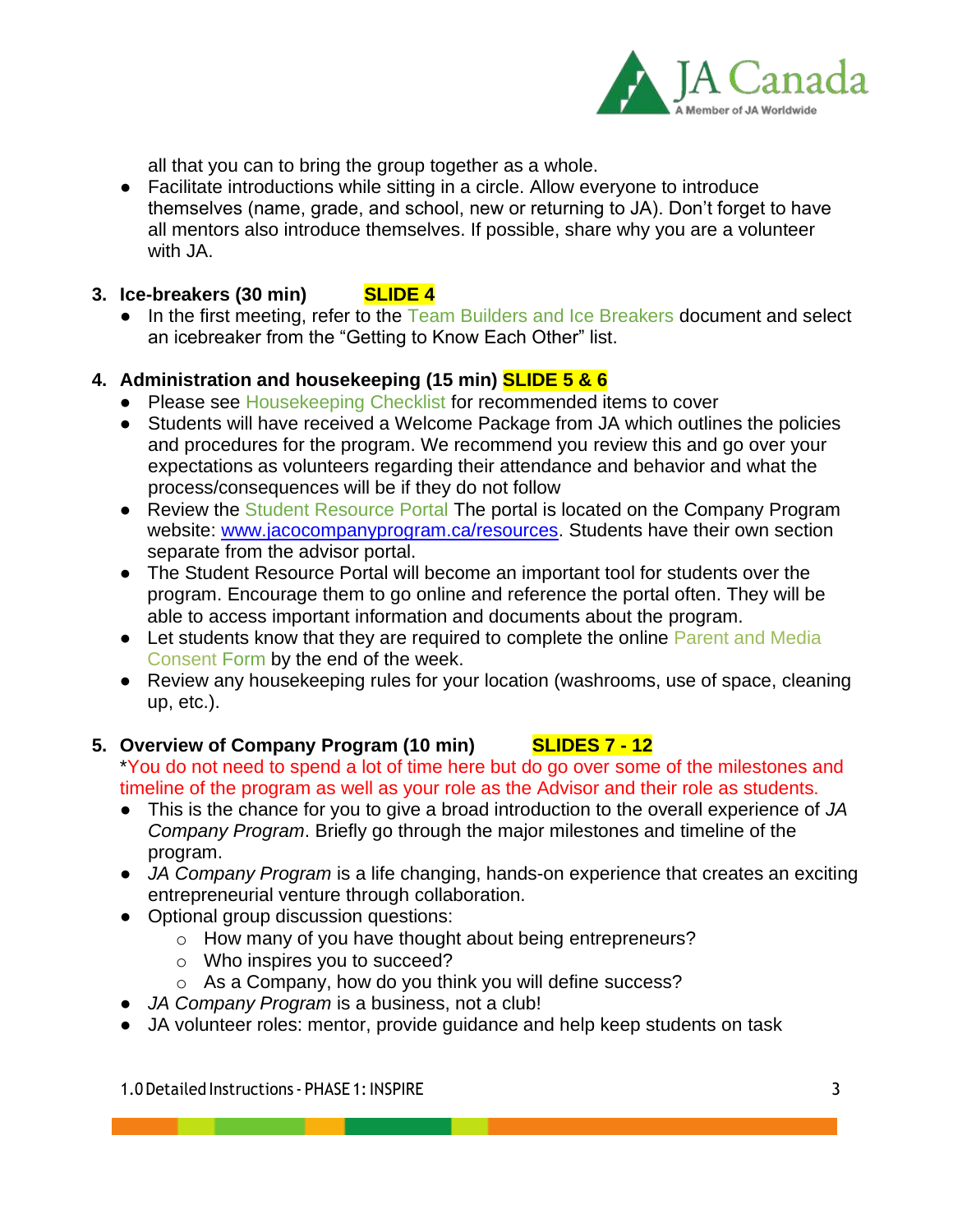all that you can to bring the group together as a whole.

- Facilitate introductions while sitting in a circle. Allow everyone to introduce themselves (name, grade, and school, new or returning to JA). Don't forget to have all mentors also introduce themselves. If possible, share why you are a volunteer with JA.

3. **Ice-breakers (30 min)** **SLIDE 4**
   - In the first meeting, refer to the Team Builders and Ice Breakers document and select an icebreaker from the "Getting to Know Each Other" list.

4. **Administration and housekeeping (15 min)** **SLIDE 5 & 6**
   - Please see Housekeeping Checklist for recommended items to cover
   - Students will have received a Welcome Package from JA which outlines the policies and procedures for the program. We recommend you review this and go over your expectations as volunteers regarding their attendance and behavior and what the process/consequences will be if they do not follow
   - Review the Student Resource Portal The portal is located on the Company Program website: [www.jacocompanyprogram.ca/resources](http://www.jacocompanyprogram.ca/resources). Students have their own section separate from the advisor portal.
   - The Student Resource Portal will become an important tool for students over the program. Encourage them to go online and reference the portal often. They will be able to access important information and documents about the program.
   - Let students know that they are required to complete the online Parent and Media Consent Form by the end of the week.
   - Review any housekeeping rules for your location (washrooms, use of space, cleaning up, etc.).

5. **Overview of Company Program (10 min)** **SLIDES 7 - 12**
   *You do not need to spend a lot of time here but do go over some of the milestones and timeline of the program as well as your role as the Advisor and their role as students.
   - This is the chance for you to give a broad introduction to the overall experience of *JA Company Program*. Briefly go through the major milestones and timeline of the program.
   - *JA Company Program* is a life changing, hands-on experience that creates an exciting entrepreneurial venture through collaboration.
   - Optional group discussion questions:
     - How many of you have thought about being entrepreneurs?
     - Who inspires you to succeed?
     - As a Company, how do you think you will define success?
   - *JA Company Program* is a business, not a club!
   - JA volunteer roles: mentor, provide guidance and help keep students on task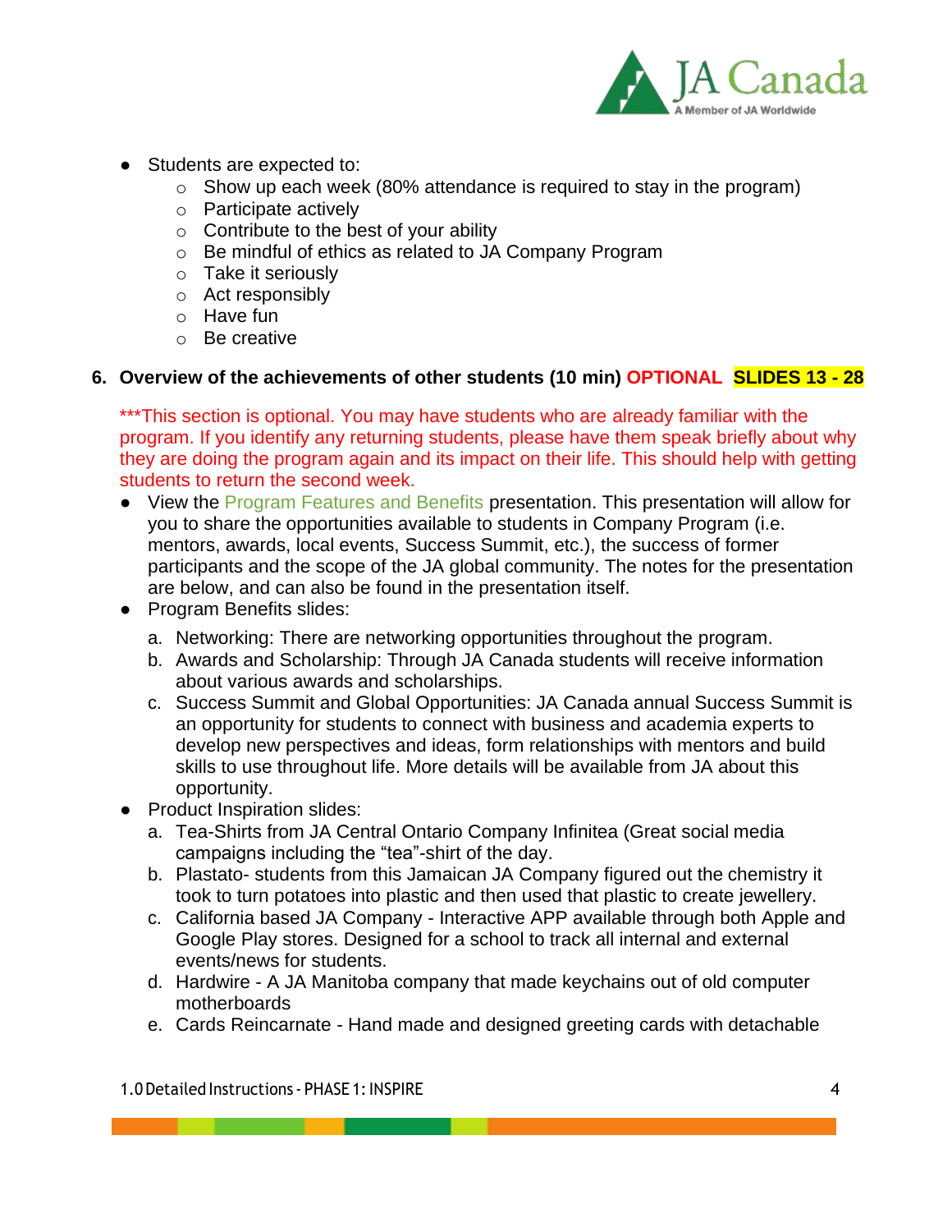- Students are expected to:
  - Show up each week (80% attendance is required to stay in the program)
  - Participate actively
  - Contribute to the best of your ability
  - Be mindful of ethics as related to JA Company Program
  - Take it seriously
  - Act responsibly
  - Have fun
  - Be creative

### 6. Overview of the achievements of other students (10 min) OPTIONAL SLIDES 13 - 28

***This section is optional. You may have students who are already familiar with the program. If you identify any returning students, please have them speak briefly about why they are doing the program again and its impact on their life. This should help with getting students to return the second week.

- View the Program Features and Benefits presentation. This presentation will allow for you to share the opportunities available to students in Company Program (i.e. mentors, awards, local events, Success Summit, etc.), the success of former participants and the scope of the JA global community. The notes for the presentation are below, and can also be found in the presentation itself.
- Program Benefits slides:
  a. Networking: There are networking opportunities throughout the program.
  b. Awards and Scholarship: Through JA Canada students will receive information about various awards and scholarships.
  c. Success Summit and Global Opportunities: JA Canada annual Success Summit is an opportunity for students to connect with business and academia experts to develop new perspectives and ideas, form relationships with mentors and build skills to use throughout life. More details will be available from JA about this opportunity.
- Product Inspiration slides:
  a. Tea-Shirts from JA Central Ontario Company Infinitea (Great social media campaigns including the "tea"-shirt of the day.
  b. Plastato- students from this Jamaican JA Company figured out the chemistry it took to turn potatoes into plastic and then used that plastic to create jewellery.
  c. California based JA Company - Interactive APP available through both Apple and Google Play stores. Designed for a school to track all internal and external events/news for students.
  d. Hardwire - A JA Manitoba company that made keychains out of old computer motherboards
  e. Cards Reincarnate - Hand made and designed greeting cards with detachable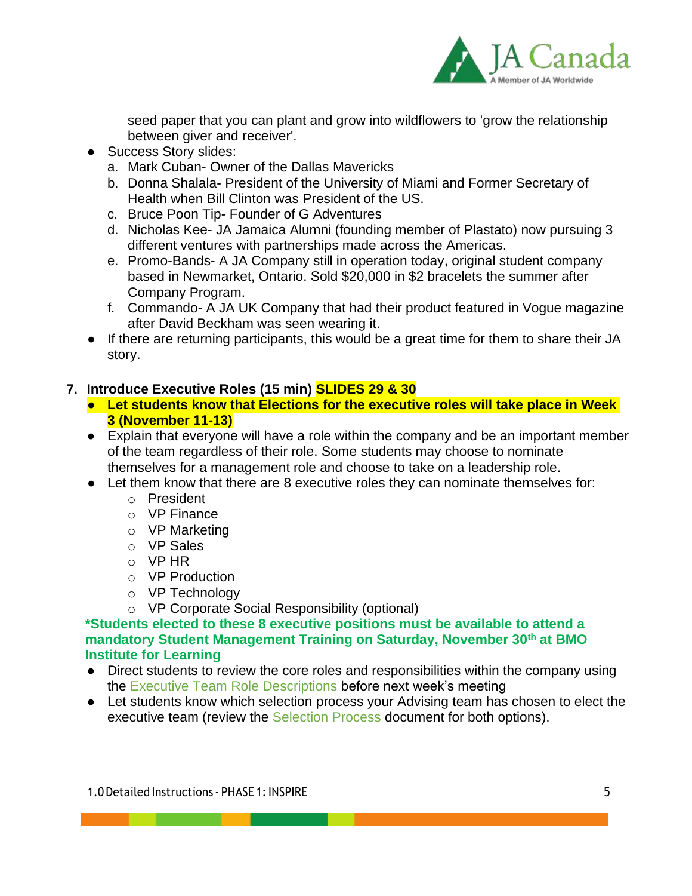seed paper that you can plant and grow into wildflowers to 'grow the relationship between giver and receiver'.

- Success Story slides:
  a. Mark Cuban- Owner of the Dallas Mavericks
  b. Donna Shalala- President of the University of Miami and Former Secretary of Health when Bill Clinton was President of the US.
  c. Bruce Poon Tip- Founder of G Adventures
  d. Nicholas Kee- JA Jamaica Alumni (founding member of Plastato) now pursuing 3 different ventures with partnerships made across the Americas.
  e. Promo-Bands- A JA Company still in operation today, original student company based in Newmarket, Ontario. Sold $20,000 in $2 bracelets the summer after Company Program.
  f. Commando- A JA UK Company that had their product featured in Vogue magazine after David Beckham was seen wearing it.
- If there are returning participants, this would be a great time for them to share their JA story.

**7. Introduce Executive Roles (15 min) SLIDES 29 & 30**

- **Let students know that Elections for the executive roles will take place in Week 3 (November 11-13)**
- Explain that everyone will have a role within the company and be an important member of the team regardless of their role. Some students may choose to nominate themselves for a management role and choose to take on a leadership role.
- Let them know that there are 8 executive roles they can nominate themselves for:
  - President
  - VP Finance
  - VP Marketing
  - VP Sales
  - VP HR
  - VP Production
  - VP Technology
  - VP Corporate Social Responsibility (optional)

**\*Students elected to these 8 executive positions must be available to attend a mandatory Student Management Training on Saturday, November 30th at BMO Institute for Learning**

- Direct students to review the core roles and responsibilities within the company using the Executive Team Role Descriptions before next week's meeting
- Let students know which selection process your Advising team has chosen to elect the executive team (review the Selection Process document for both options).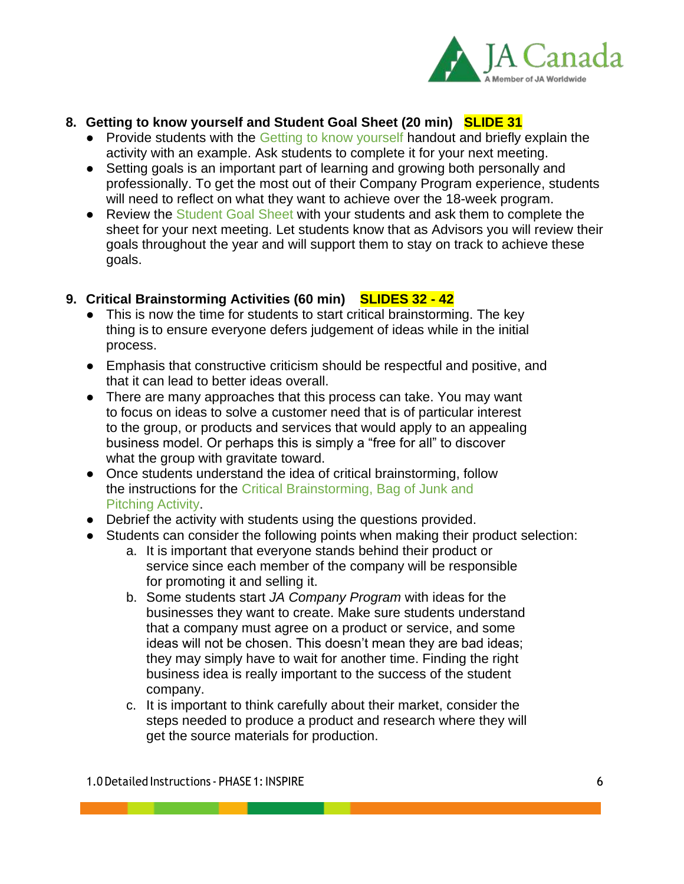**8. Getting to know yourself and Student Goal Sheet (20 min)** **SLIDE 31**

- Provide students with the Getting to know yourself handout and briefly explain the activity with an example. Ask students to complete it for your next meeting.
- Setting goals is an important part of learning and growing both personally and professionally. To get the most out of their Company Program experience, students will need to reflect on what they want to achieve over the 18-week program.
- Review the Student Goal Sheet with your students and ask them to complete the sheet for your next meeting. Let students know that as Advisors you will review their goals throughout the year and will support them to stay on track to achieve these goals.

**9. Critical Brainstorming Activities (60 min)** **SLIDES 32 - 42**

- This is now the time for students to start critical brainstorming. The key thing is to ensure everyone defers judgement of ideas while in the initial process.
- Emphasis that constructive criticism should be respectful and positive, and that it can lead to better ideas overall.
- There are many approaches that this process can take. You may want to focus on ideas to solve a customer need that is of particular interest to the group, or products and services that would apply to an appealing business model. Or perhaps this is simply a “free for all” to discover what the group with gravitate toward.
- Once students understand the idea of critical brainstorming, follow the instructions for the Critical Brainstorming, Bag of Junk and Pitching Activity.
- Debrief the activity with students using the questions provided.
- Students can consider the following points when making their product selection:
    a. It is important that everyone stands behind their product or service since each member of the company will be responsible for promoting it and selling it.
    b. Some students start *JA Company Program* with ideas for the businesses they want to create. Make sure students understand that a company must agree on a product or service, and some ideas will not be chosen. This doesn’t mean they are bad ideas; they may simply have to wait for another time. Finding the right business idea is really important to the success of the student company.
    c. It is important to think carefully about their market, consider the steps needed to produce a product and research where they will get the source materials for production.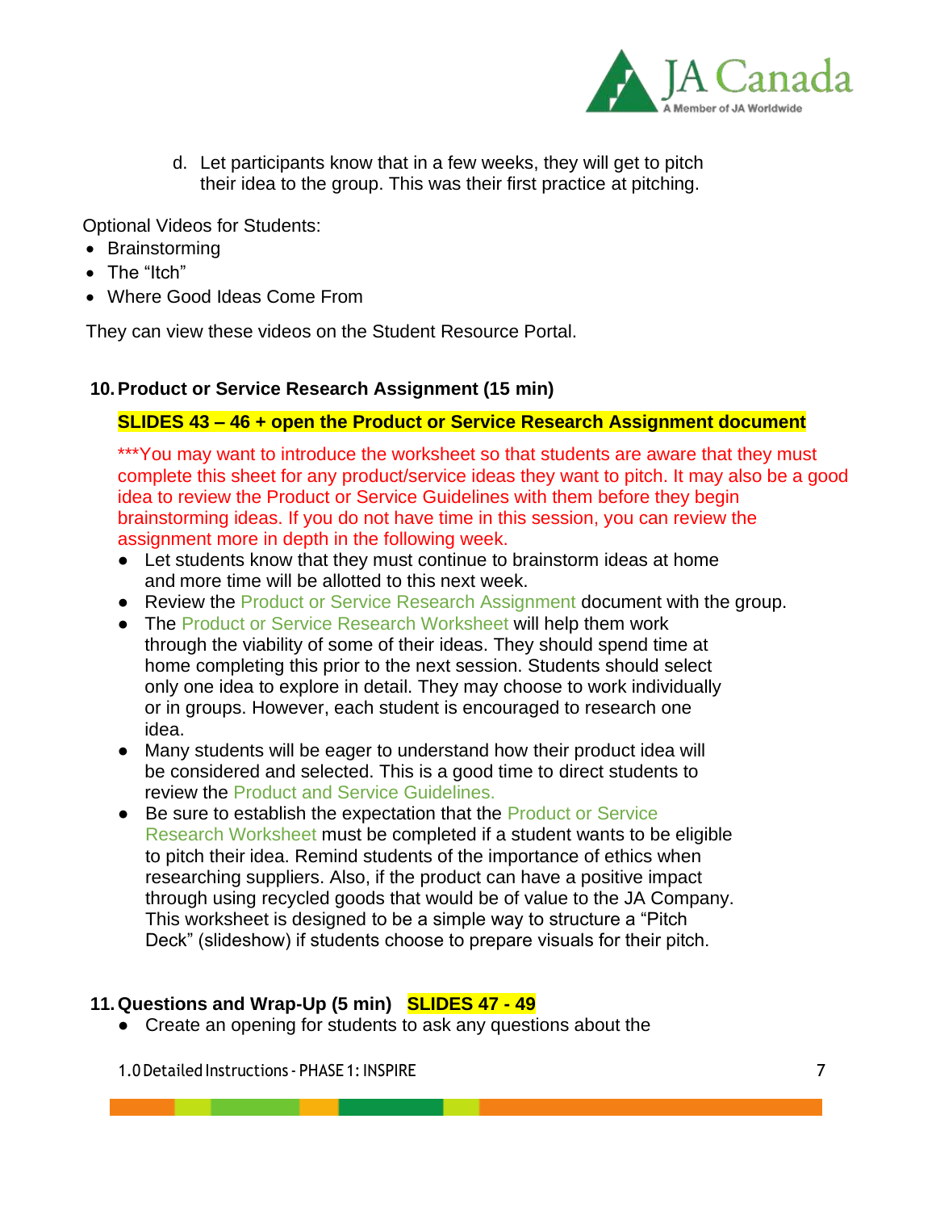d. Let participants know that in a few weeks, they will get to pitch their idea to the group. This was their first practice at pitching.

Optional Videos for Students:

- Brainstorming
- The "Itch"
- Where Good Ideas Come From

They can view these videos on the Student Resource Portal.

**10. Product or Service Research Assignment (15 min)**

**SLIDES 43 – 46 + open the Product or Service Research Assignment document**

***You may want to introduce the worksheet so that students are aware that they must complete this sheet for any product/service ideas they want to pitch. It may also be a good idea to review the Product or Service Guidelines with them before they begin brainstorming ideas. If you do not have time in this session, you can review the assignment more in depth in the following week.

- Let students know that they must continue to brainstorm ideas at home and more time will be allotted to this next week.
- Review the Product or Service Research Assignment document with the group.
- The Product or Service Research Worksheet will help them work through the viability of some of their ideas. They should spend time at home completing this prior to the next session. Students should select only one idea to explore in detail. They may choose to work individually or in groups. However, each student is encouraged to research one idea.
- Many students will be eager to understand how their product idea will be considered and selected. This is a good time to direct students to review the Product and Service Guidelines.
- Be sure to establish the expectation that the Product or Service Research Worksheet must be completed if a student wants to be eligible to pitch their idea. Remind students of the importance of ethics when researching suppliers. Also, if the product can have a positive impact through using recycled goods that would be of value to the JA Company. This worksheet is designed to be a simple way to structure a "Pitch Deck" (slideshow) if students choose to prepare visuals for their pitch.

**11. Questions and Wrap-Up (5 min)** **SLIDES 47 - 49**

- Create an opening for students to ask any questions about the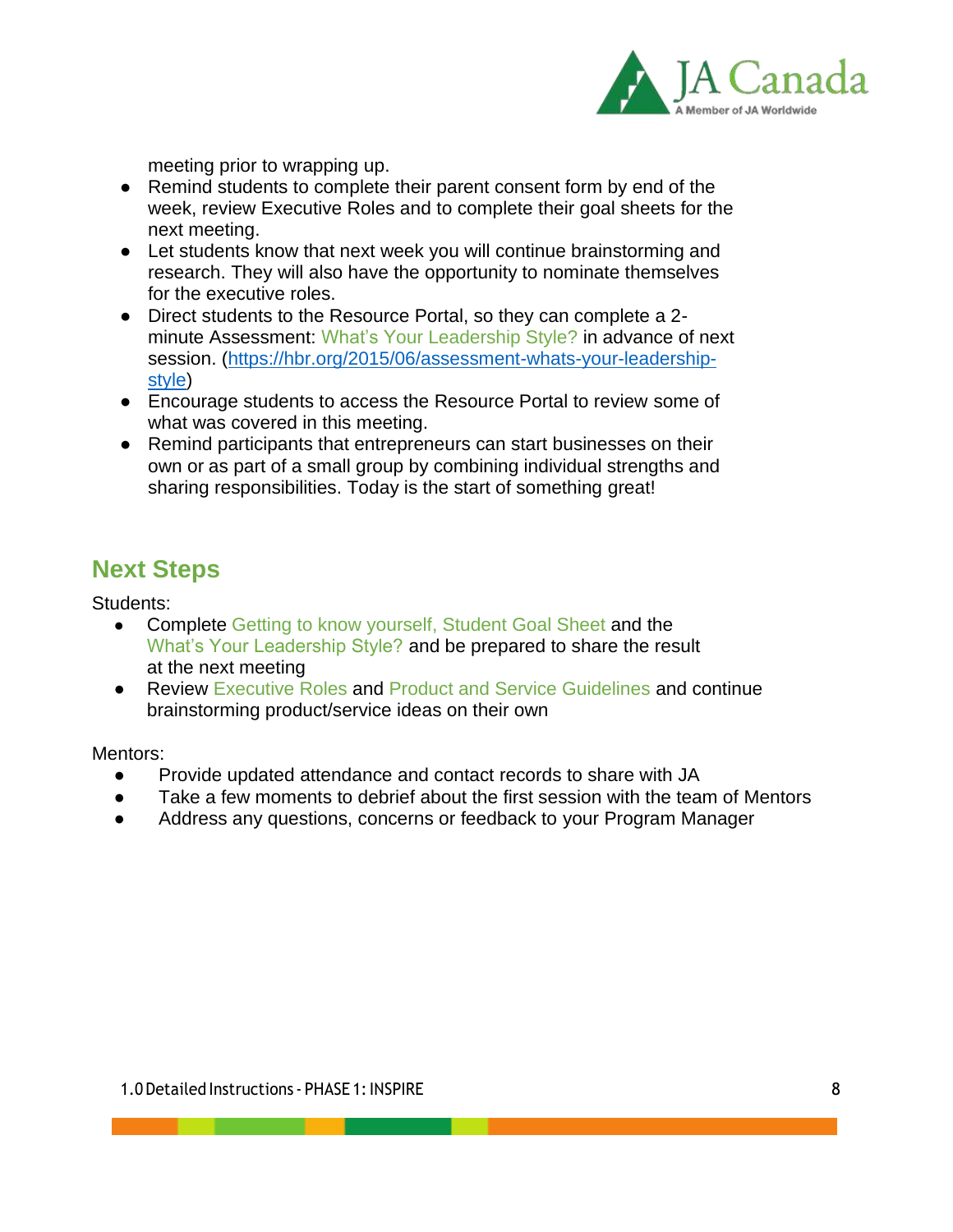meeting prior to wrapping up.

- Remind students to complete their parent consent form by end of the week, review Executive Roles and to complete their goal sheets for the next meeting.
- Let students know that next week you will continue brainstorming and research. They will also have the opportunity to nominate themselves for the executive roles.
- Direct students to the Resource Portal, so they can complete a 2-minute Assessment: What's Your Leadership Style? in advance of next session. ([https://hbr.org/2015/06/assessment-whats-your-leadership-style](https://hbr.org/2015/06/assessment-whats-your-leadership-style))
- Encourage students to access the Resource Portal to review some of what was covered in this meeting.
- Remind participants that entrepreneurs can start businesses on their own or as part of a small group by combining individual strengths and sharing responsibilities. Today is the start of something great!

## Next Steps

Students:

- Complete Getting to know yourself, Student Goal Sheet and the What's Your Leadership Style? and be prepared to share the result at the next meeting
- Review Executive Roles and Product and Service Guidelines and continue brainstorming product/service ideas on their own

Mentors:

- Provide updated attendance and contact records to share with JA
- Take a few moments to debrief about the first session with the team of Mentors
- Address any questions, concerns or feedback to your Program Manager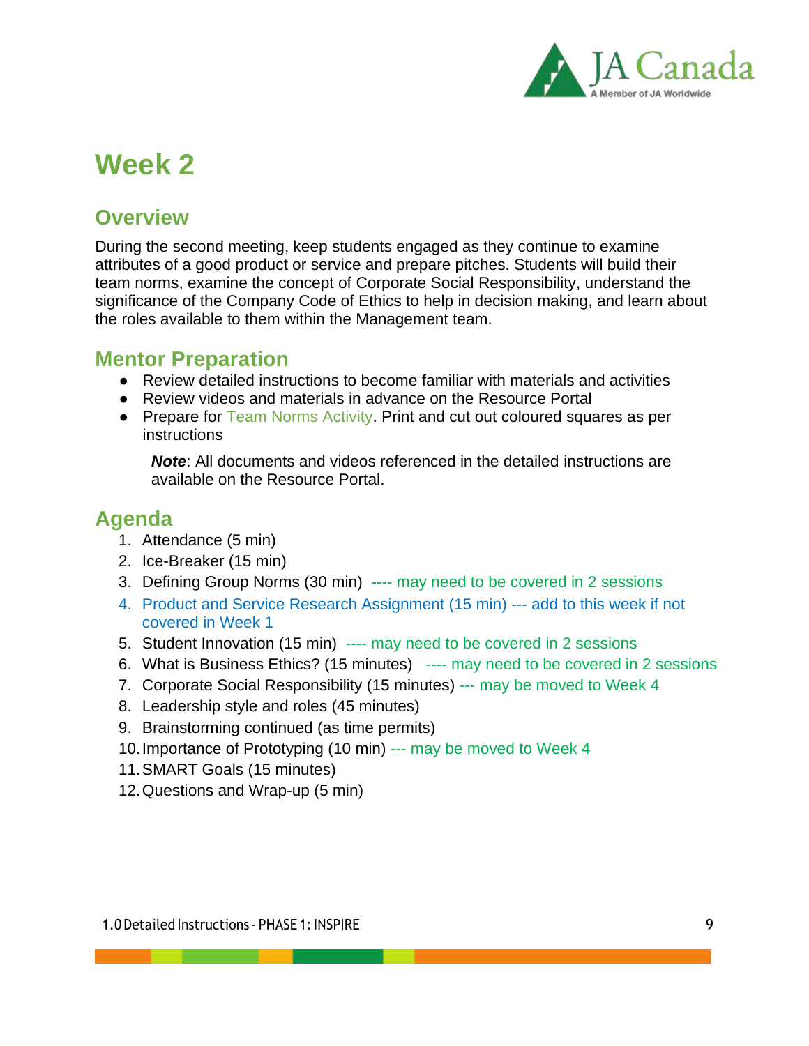# Week 2

## Overview

During the second meeting, keep students engaged as they continue to examine attributes of a good product or service and prepare pitches. Students will build their team norms, examine the concept of Corporate Social Responsibility, understand the significance of the Company Code of Ethics to help in decision making, and learn about the roles available to them within the Management team.

## Mentor Preparation

- Review detailed instructions to become familiar with materials and activities
- Review videos and materials in advance on the Resource Portal
- Prepare for Team Norms Activity. Print and cut out coloured squares as per instructions

  ***Note***: All documents and videos referenced in the detailed instructions are available on the Resource Portal.

## Agenda

1. Attendance (5 min)
2. Ice-Breaker (15 min)
3. Defining Group Norms (30 min) ---- may need to be covered in 2 sessions
4. Product and Service Research Assignment (15 min) --- add to this week if not covered in Week 1
5. Student Innovation (15 min) ---- may need to be covered in 2 sessions
6. What is Business Ethics? (15 minutes) ---- may need to be covered in 2 sessions
7. Corporate Social Responsibility (15 minutes) --- may be moved to Week 4
8. Leadership style and roles (45 minutes)
9. Brainstorming continued (as time permits)
10. Importance of Prototyping (10 min) --- may be moved to Week 4
11. SMART Goals (15 minutes)
12. Questions and Wrap-up (5 min)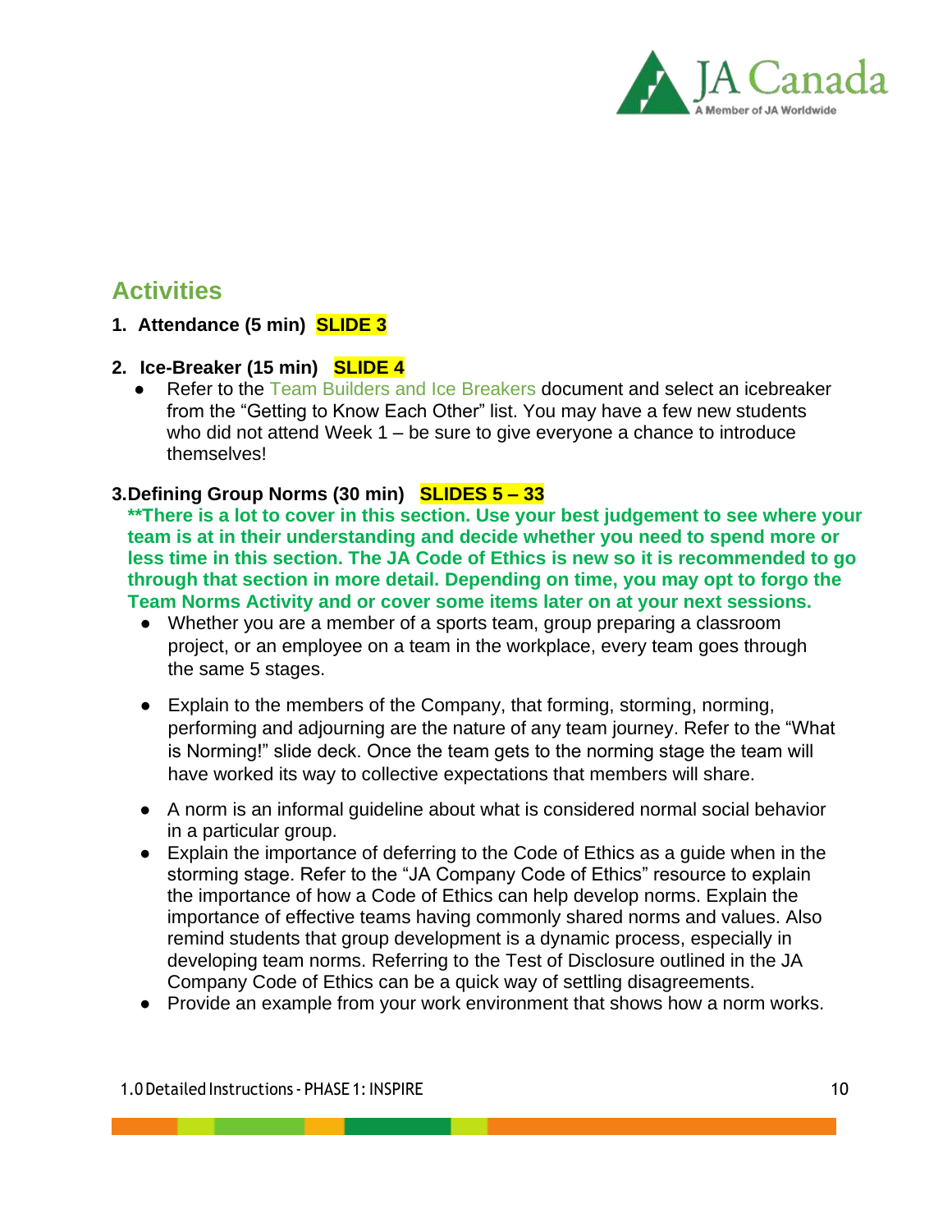## Activities

1. **Attendance (5 min) SLIDE 3**

2. **Ice-Breaker (15 min) SLIDE 4**
   - Refer to the Team Builders and Ice Breakers document and select an icebreaker from the "Getting to Know Each Other" list. You may have a few new students who did not attend Week 1 – be sure to give everyone a chance to introduce themselves!

3. **Defining Group Norms (30 min) SLIDES 5 – 33**

   **\*\*There is a lot to cover in this section. Use your best judgement to see where your team is at in their understanding and decide whether you need to spend more or less time in this section. The JA Code of Ethics is new so it is recommended to go through that section in more detail. Depending on time, you may opt to forgo the Team Norms Activity and or cover some items later on at your next sessions.**

   - Whether you are a member of a sports team, group preparing a classroom project, or an employee on a team in the workplace, every team goes through the same 5 stages.
   - Explain to the members of the Company, that forming, storming, norming, performing and adjourning are the nature of any team journey. Refer to the "What is Norming!" slide deck. Once the team gets to the norming stage the team will have worked its way to collective expectations that members will share.
   - A norm is an informal guideline about what is considered normal social behavior in a particular group.
   - Explain the importance of deferring to the Code of Ethics as a guide when in the storming stage. Refer to the "JA Company Code of Ethics" resource to explain the importance of how a Code of Ethics can help develop norms. Explain the importance of effective teams having commonly shared norms and values. Also remind students that group development is a dynamic process, especially in developing team norms. Referring to the Test of Disclosure outlined in the JA Company Code of Ethics can be a quick way of settling disagreements.
   - Provide an example from your work environment that shows how a norm works.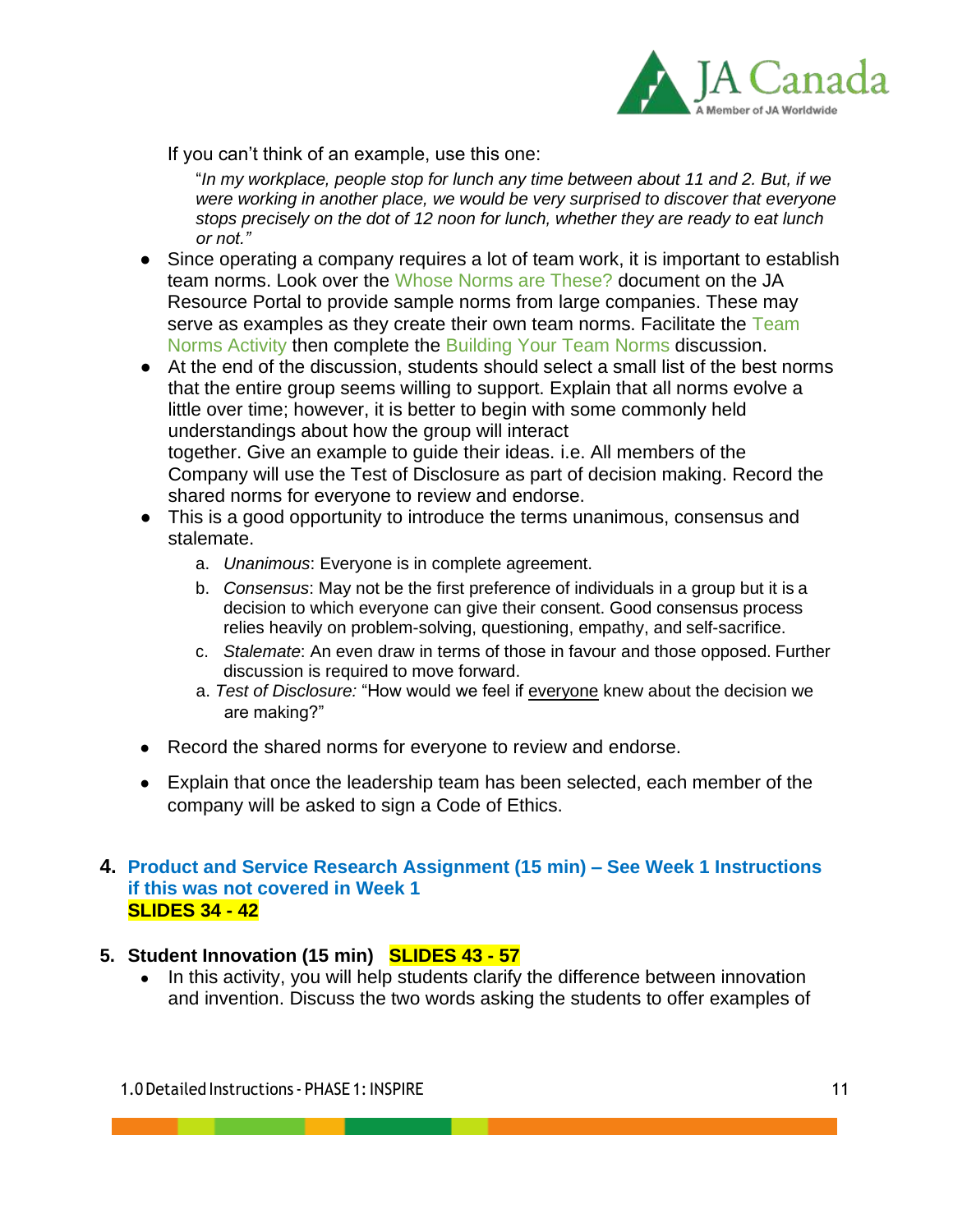If you can't think of an example, use this one:

"*In my workplace, people stop for lunch any time between about 11 and 2. But, if we were working in another place, we would be very surprised to discover that everyone stops precisely on the dot of 12 noon for lunch, whether they are ready to eat lunch or not."*

- Since operating a company requires a lot of team work, it is important to establish team norms. Look over the Whose Norms are These? document on the JA Resource Portal to provide sample norms from large companies. These may serve as examples as they create their own team norms. Facilitate the Team Norms Activity then complete the Building Your Team Norms discussion.
- At the end of the discussion, students should select a small list of the best norms that the entire group seems willing to support. Explain that all norms evolve a little over time; however, it is better to begin with some commonly held understandings about how the group will interact together. Give an example to guide their ideas. i.e. All members of the Company will use the Test of Disclosure as part of decision making. Record the shared norms for everyone to review and endorse.
- This is a good opportunity to introduce the terms unanimous, consensus and stalemate.
    a. *Unanimous*: Everyone is in complete agreement.
    b. *Consensus*: May not be the first preference of individuals in a group but it is a decision to which everyone can give their consent. Good consensus process relies heavily on problem-solving, questioning, empathy, and self-sacrifice.
    c. *Stalemate*: An even draw in terms of those in favour and those opposed. Further discussion is required to move forward.
    a. *Test of Disclosure:* "How would we feel if <u>everyone</u> knew about the decision we are making?"
- Record the shared norms for everyone to review and endorse.
- Explain that once the leadership team has been selected, each member of the company will be asked to sign a Code of Ethics.

4. **Product and Service Research Assignment (15 min) – See Week 1 Instructions if this was not covered in Week 1**
   **SLIDES 34 - 42**

5. **Student Innovation (15 min) SLIDES 43 - 57**
    - In this activity, you will help students clarify the difference between innovation and invention. Discuss the two words asking the students to offer examples of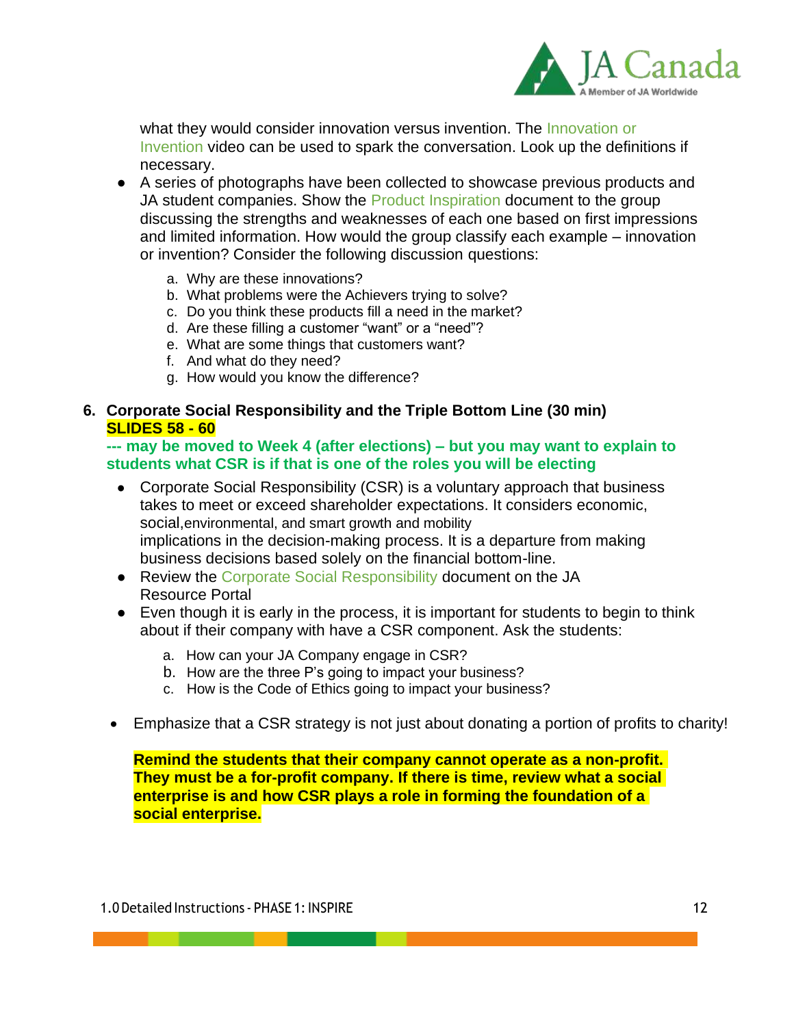what they would consider innovation versus invention. The Innovation or Invention video can be used to spark the conversation. Look up the definitions if necessary.

- A series of photographs have been collected to showcase previous products and JA student companies. Show the Product Inspiration document to the group discussing the strengths and weaknesses of each one based on first impressions and limited information. How would the group classify each example – innovation or invention? Consider the following discussion questions:

  a. Why are these innovations?
  b. What problems were the Achievers trying to solve?
  c. Do you think these products fill a need in the market?
  d. Are these filling a customer "want" or a "need"?
  e. What are some things that customers want?
  f. And what do they need?
  g. How would you know the difference?

**6. Corporate Social Responsibility and the Triple Bottom Line (30 min)**
**SLIDES 58 - 60**

**--- may be moved to Week 4 (after elections) – but you may want to explain to students what CSR is if that is one of the roles you will be electing**

- Corporate Social Responsibility (CSR) is a voluntary approach that business takes to meet or exceed shareholder expectations. It considers economic, social,environmental, and smart growth and mobility implications in the decision-making process. It is a departure from making business decisions based solely on the financial bottom-line.
- Review the Corporate Social Responsibility document on the JA Resource Portal
- Even though it is early in the process, it is important for students to begin to think about if their company with have a CSR component. Ask the students:

  a. How can your JA Company engage in CSR?
  b. How are the three P's going to impact your business?
  c. How is the Code of Ethics going to impact your business?

- Emphasize that a CSR strategy is not just about donating a portion of profits to charity!

**Remind the students that their company cannot operate as a non-profit. They must be a for-profit company. If there is time, review what a social enterprise is and how CSR plays a role in forming the foundation of a social enterprise.**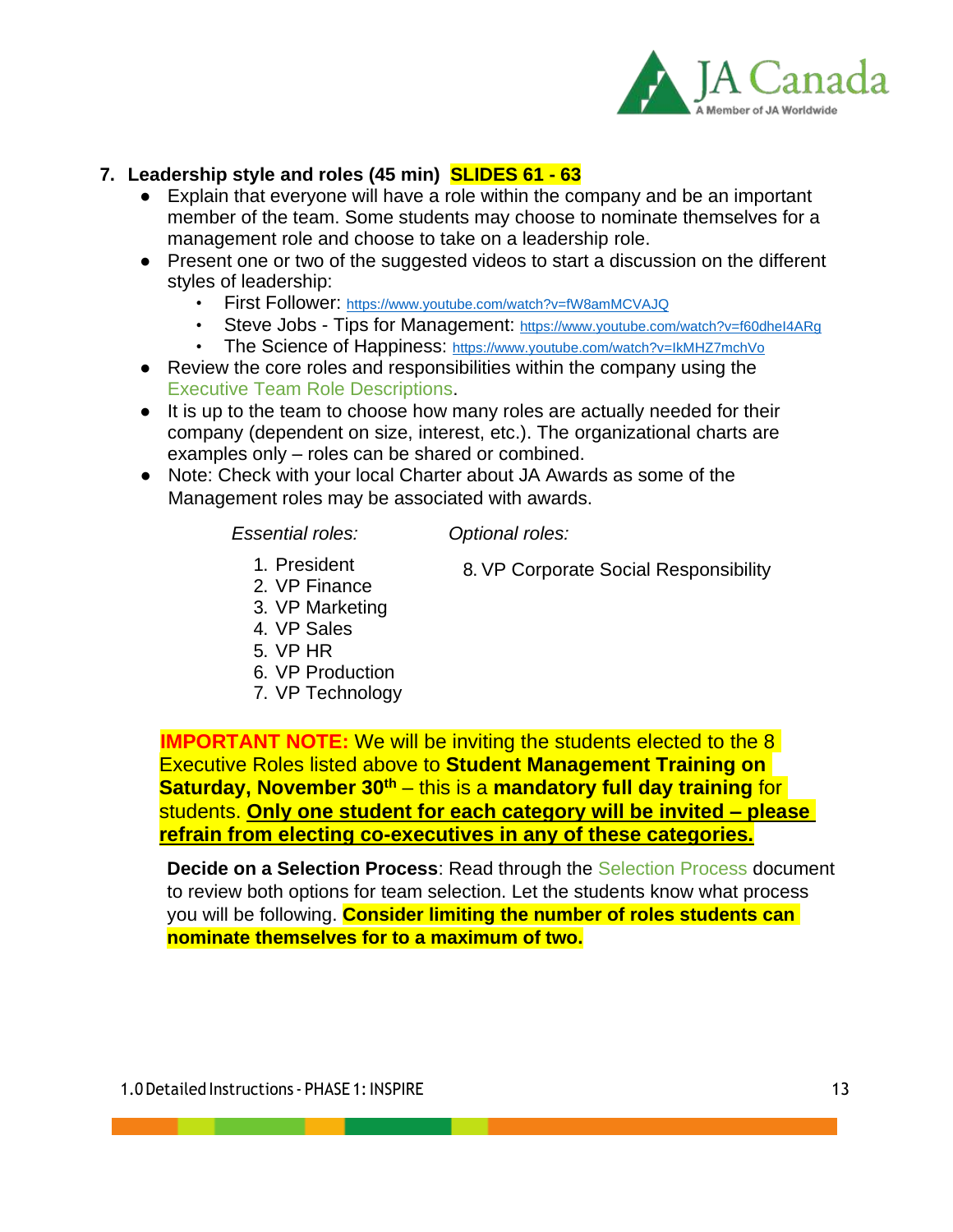## 7. Leadership style and roles (45 min) SLIDES 61 - 63

- Explain that everyone will have a role within the company and be an important member of the team. Some students may choose to nominate themselves for a management role and choose to take on a leadership role.
- Present one or two of the suggested videos to start a discussion on the different styles of leadership:
  - First Follower: https://www.youtube.com/watch?v=fW8amMCVAJQ
  - Steve Jobs - Tips for Management: https://www.youtube.com/watch?v=f60dheI4ARg
  - The Science of Happiness: https://www.youtube.com/watch?v=IkMHZ7mchVo
- Review the core roles and responsibilities within the company using the Executive Team Role Descriptions.
- It is up to the team to choose how many roles are actually needed for their company (dependent on size, interest, etc.). The organizational charts are examples only – roles can be shared or combined.
- Note: Check with your local Charter about JA Awards as some of the Management roles may be associated with awards.

*Essential roles:*

1. President
2. VP Finance
3. VP Marketing
4. VP Sales
5. VP HR
6. VP Production
7. VP Technology

*Optional roles:*

8. VP Corporate Social Responsibility

**IMPORTANT NOTE:** We will be inviting the students elected to the 8 Executive Roles listed above to **Student Management Training on Saturday, November 30th** – this is a **mandatory full day training** for students. **Only one student for each category will be invited – please refrain from electing co-executives in any of these categories.**

**Decide on a Selection Process**: Read through the Selection Process document to review both options for team selection. Let the students know what process you will be following. **Consider limiting the number of roles students can nominate themselves for to a maximum of two.**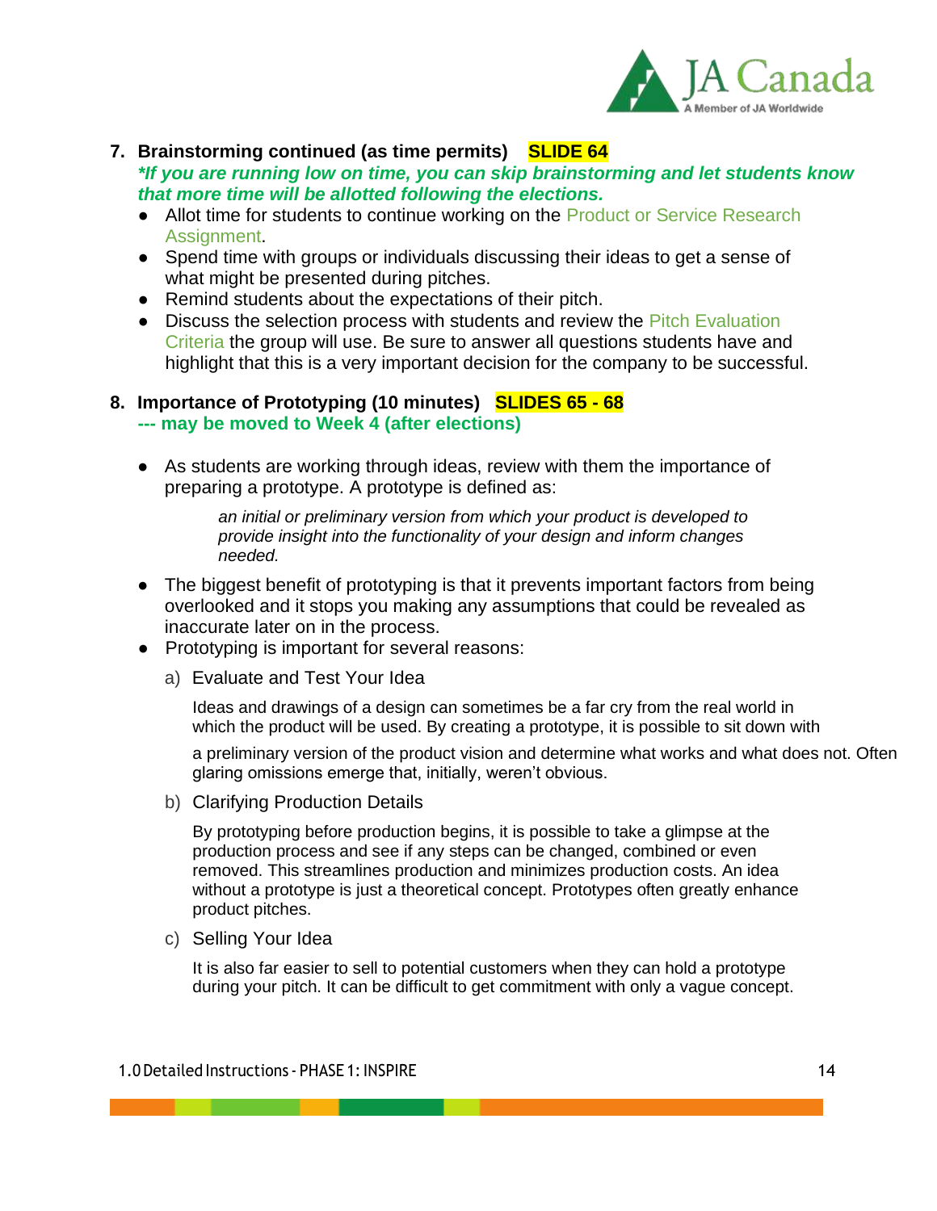7. **Brainstorming continued (as time permits)** **SLIDE 64**
   ***If you are running low on time, you can skip brainstorming and let students know that more time will be allotted following the elections.***
   - Allot time for students to continue working on the Product or Service Research Assignment.
   - Spend time with groups or individuals discussing their ideas to get a sense of what might be presented during pitches.
   - Remind students about the expectations of their pitch.
   - Discuss the selection process with students and review the Pitch Evaluation Criteria the group will use. Be sure to answer all questions students have and highlight that this is a very important decision for the company to be successful.

8. **Importance of Prototyping (10 minutes)** **SLIDES 65 - 68**
   **--- may be moved to Week 4 (after elections)**

   - As students are working through ideas, review with them the importance of preparing a prototype. A prototype is defined as:

     > *an initial or preliminary version from which your product is developed to provide insight into the functionality of your design and inform changes needed.*

   - The biggest benefit of prototyping is that it prevents important factors from being overlooked and it stops you making any assumptions that could be revealed as inaccurate later on in the process.
   - Prototyping is important for several reasons:

     a) Evaluate and Test Your Idea

        Ideas and drawings of a design can sometimes be a far cry from the real world in which the product will be used. By creating a prototype, it is possible to sit down with a preliminary version of the product vision and determine what works and what does not. Often glaring omissions emerge that, initially, weren't obvious.

     b) Clarifying Production Details

        By prototyping before production begins, it is possible to take a glimpse at the production process and see if any steps can be changed, combined or even removed. This streamlines production and minimizes production costs. An idea without a prototype is just a theoretical concept. Prototypes often greatly enhance product pitches.

     c) Selling Your Idea

        It is also far easier to sell to potential customers when they can hold a prototype during your pitch. It can be difficult to get commitment with only a vague concept.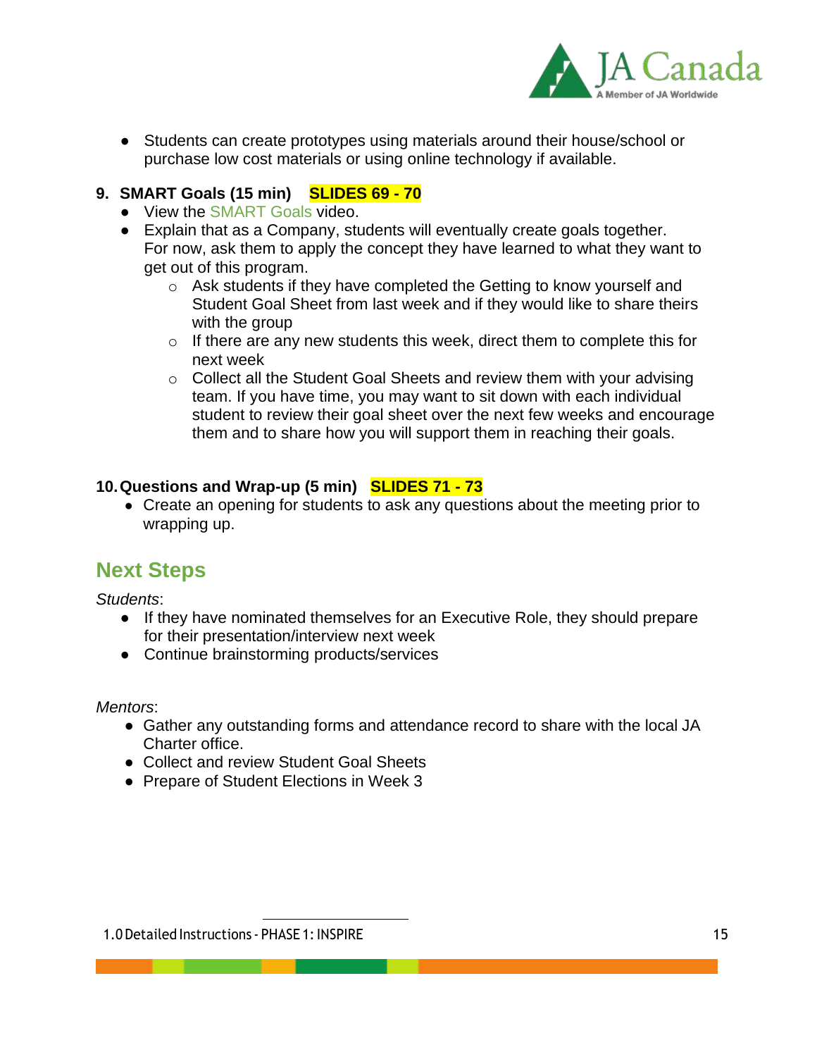- Students can create prototypes using materials around their house/school or purchase low cost materials or using online technology if available.

**9. SMART Goals (15 min)** **SLIDES 69 - 70**

- View the SMART Goals video.
- Explain that as a Company, students will eventually create goals together. For now, ask them to apply the concept they have learned to what they want to get out of this program.
  - Ask students if they have completed the Getting to know yourself and Student Goal Sheet from last week and if they would like to share theirs with the group
  - If there are any new students this week, direct them to complete this for next week
  - Collect all the Student Goal Sheets and review them with your advising team. If you have time, you may want to sit down with each individual student to review their goal sheet over the next few weeks and encourage them and to share how you will support them in reaching their goals.

**10. Questions and Wrap-up (5 min)** **SLIDES 71 - 73**

- Create an opening for students to ask any questions about the meeting prior to wrapping up.

## Next Steps

*Students*:

- If they have nominated themselves for an Executive Role, they should prepare for their presentation/interview next week
- Continue brainstorming products/services

*Mentors*:

- Gather any outstanding forms and attendance record to share with the local JA Charter office.
- Collect and review Student Goal Sheets
- Prepare of Student Elections in Week 3